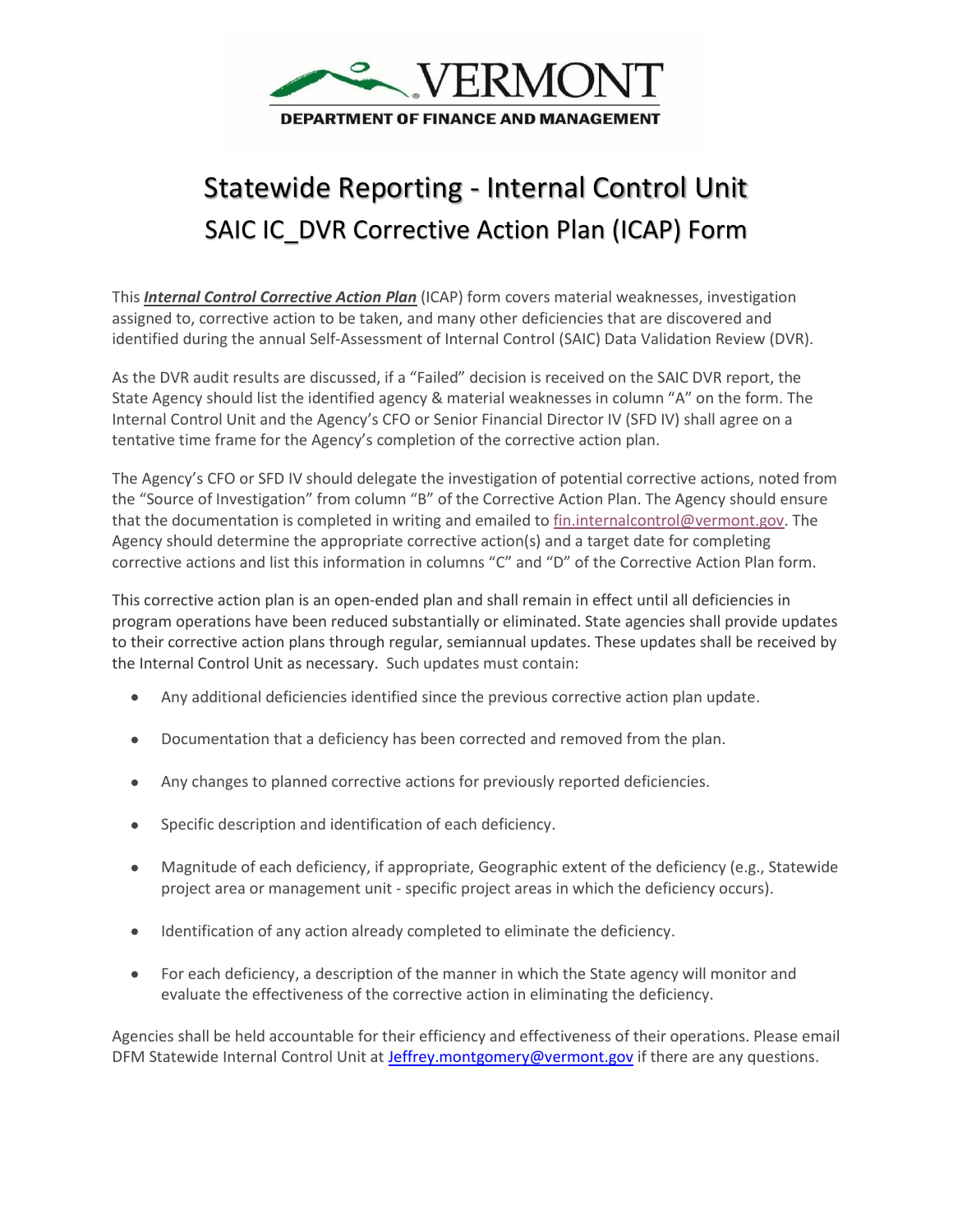VERMONT

DEPARTMENT OF FINANCE AND MANAGEMENT

# Statewide Reporting - Internal Control Unit

## SAIC IC_DVR Corrective Action Plan (ICAP) Form

This ***Internal Control Corrective Action Plan*** (ICAP) form covers material weaknesses, investigation assigned to, corrective action to be taken, and many other deficiencies that are discovered and identified during the annual Self-Assessment of Internal Control (SAIC) Data Validation Review (DVR).

As the DVR audit results are discussed, if a "Failed" decision is received on the SAIC DVR report, the State Agency should list the identified agency & material weaknesses in column "A" on the form. The Internal Control Unit and the Agency's CFO or Senior Financial Director IV (SFD IV) shall agree on a tentative time frame for the Agency's completion of the corrective action plan.

The Agency's CFO or SFD IV should delegate the investigation of potential corrective actions, noted from the "Source of Investigation" from column "B" of the Corrective Action Plan. The Agency should ensure that the documentation is completed in writing and emailed to fin.internalcontrol@vermont.gov. The Agency should determine the appropriate corrective action(s) and a target date for completing corrective actions and list this information in columns "C" and "D" of the Corrective Action Plan form.

This corrective action plan is an open-ended plan and shall remain in effect until all deficiencies in program operations have been reduced substantially or eliminated. State agencies shall provide updates to their corrective action plans through regular, semiannual updates. These updates shall be received by the Internal Control Unit as necessary. Such updates must contain:

- Any additional deficiencies identified since the previous corrective action plan update.
- Documentation that a deficiency has been corrected and removed from the plan.
- Any changes to planned corrective actions for previously reported deficiencies.
- Specific description and identification of each deficiency.
- Magnitude of each deficiency, if appropriate, Geographic extent of the deficiency (e.g., Statewide project area or management unit - specific project areas in which the deficiency occurs).
- Identification of any action already completed to eliminate the deficiency.
- For each deficiency, a description of the manner in which the State agency will monitor and evaluate the effectiveness of the corrective action in eliminating the deficiency.

Agencies shall be held accountable for their efficiency and effectiveness of their operations. Please email DFM Statewide Internal Control Unit at Jeffrey.montgomery@vermont.gov if there are any questions.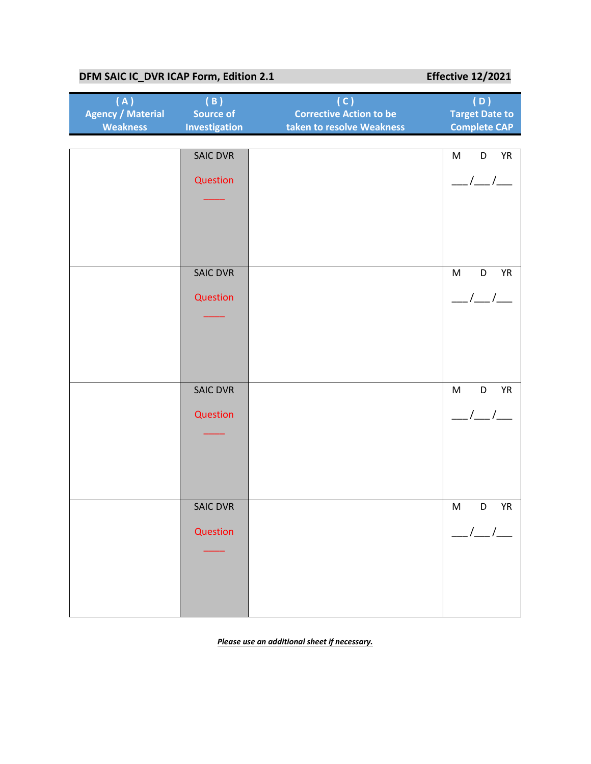**DFM SAIC IC_DVR ICAP Form, Edition 2.1** **Effective 12/2021**

| ( A ) Agency / Material Weakness | ( B ) Source of Investigation | ( C ) Corrective Action to be taken to resolve Weakness | ( D ) Target Date to Complete CAP |
|---|---|---|---|
| | SAIC DVR Question ____ | | M D YR ___/___/___ |
| | SAIC DVR Question ____ | | M D YR ___/___/___ |
| | SAIC DVR Question ____ | | M D YR ___/___/___ |
| | SAIC DVR Question ____ | | M D YR ___/___/___ |

***Please use an additional sheet if necessary.***